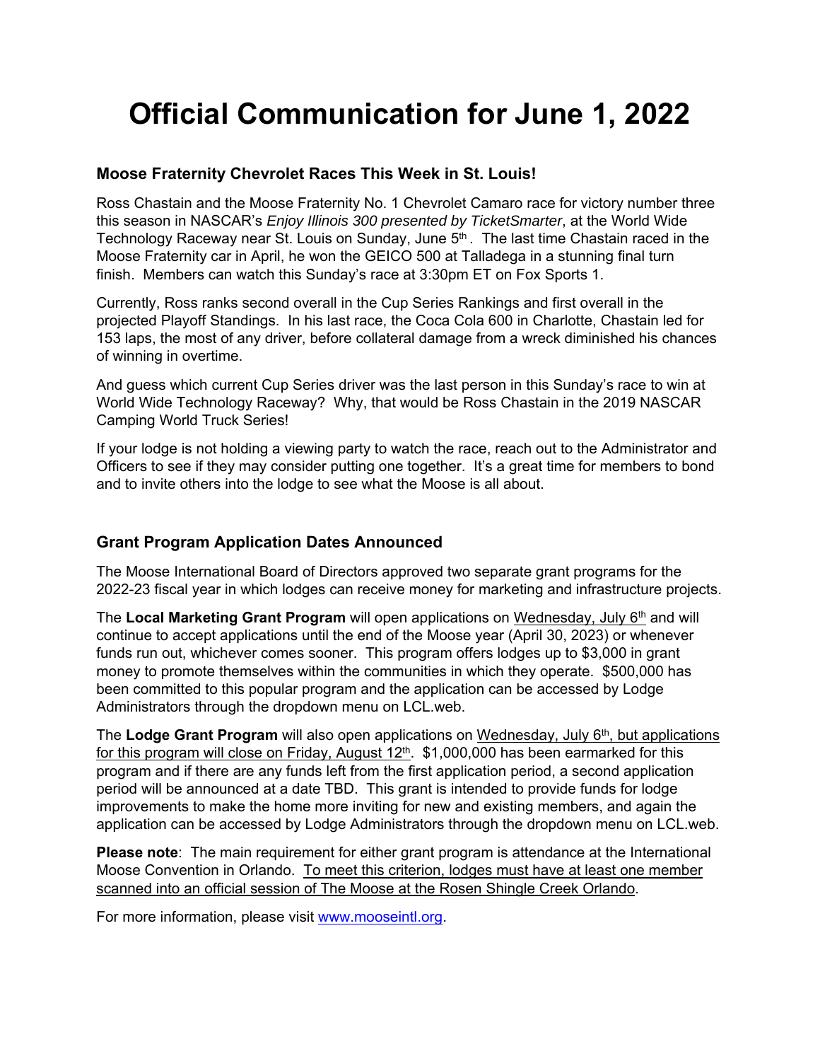# Official Communication for June 1, 2022

### Moose Fraternity Chevrolet Races This Week in St. Louis!

Ross Chastain and the Moose Fraternity No. 1 Chevrolet Camaro race for victory number three this season in NASCAR's *Enjoy Illinois 300 presented by TicketSmarter*, at the World Wide Technology Raceway near St. Louis on Sunday, June 5th. The last time Chastain raced in the Moose Fraternity car in April, he won the GEICO 500 at Talladega in a stunning final turn finish. Members can watch this Sunday's race at 3:30pm ET on Fox Sports 1.

Currently, Ross ranks second overall in the Cup Series Rankings and first overall in the projected Playoff Standings. In his last race, the Coca Cola 600 in Charlotte, Chastain led for 153 laps, the most of any driver, before collateral damage from a wreck diminished his chances of winning in overtime.

And guess which current Cup Series driver was the last person in this Sunday's race to win at World Wide Technology Raceway? Why, that would be Ross Chastain in the 2019 NASCAR Camping World Truck Series!

If your lodge is not holding a viewing party to watch the race, reach out to the Administrator and Officers to see if they may consider putting one together. It's a great time for members to bond and to invite others into the lodge to see what the Moose is all about.

### Grant Program Application Dates Announced

The Moose International Board of Directors approved two separate grant programs for the 2022-23 fiscal year in which lodges can receive money for marketing and infrastructure projects.

The **Local Marketing Grant Program** will open applications on Wednesday, July 6th and will continue to accept applications until the end of the Moose year (April 30, 2023) or whenever funds run out, whichever comes sooner. This program offers lodges up to $3,000 in grant money to promote themselves within the communities in which they operate. $500,000 has been committed to this popular program and the application can be accessed by Lodge Administrators through the dropdown menu on LCL.web.

The **Lodge Grant Program** will also open applications on Wednesday, July 6th, but applications for this program will close on Friday, August 12th. $1,000,000 has been earmarked for this program and if there are any funds left from the first application period, a second application period will be announced at a date TBD. This grant is intended to provide funds for lodge improvements to make the home more inviting for new and existing members, and again the application can be accessed by Lodge Administrators through the dropdown menu on LCL.web.

**Please note**: The main requirement for either grant program is attendance at the International Moose Convention in Orlando. To meet this criterion, lodges must have at least one member scanned into an official session of The Moose at the Rosen Shingle Creek Orlando.

For more information, please visit [www.mooseintl.org](http://www.mooseintl.org).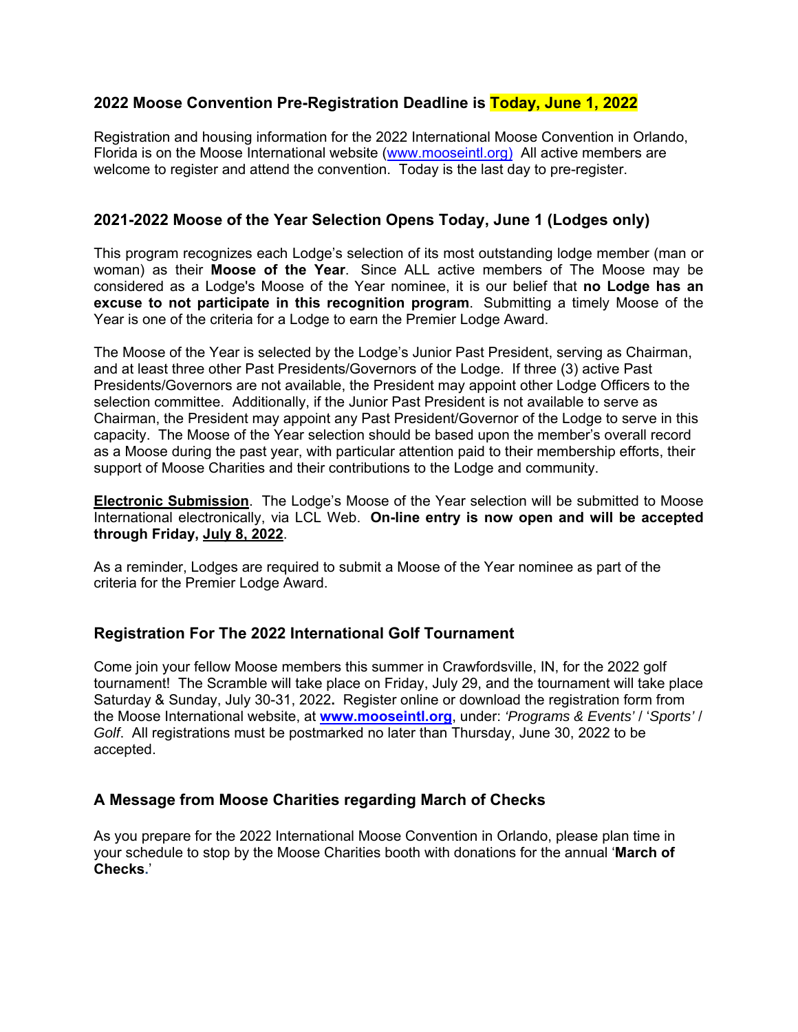## 2022 Moose Convention Pre-Registration Deadline is Today, June 1, 2022

Registration and housing information for the 2022 International Moose Convention in Orlando, Florida is on the Moose International website (www.mooseintl.org) All active members are welcome to register and attend the convention. Today is the last day to pre-register.

## 2021-2022 Moose of the Year Selection Opens Today, June 1 (Lodges only)

This program recognizes each Lodge's selection of its most outstanding lodge member (man or woman) as their **Moose of the Year**. Since ALL active members of The Moose may be considered as a Lodge's Moose of the Year nominee, it is our belief that **no Lodge has an excuse to not participate in this recognition program**. Submitting a timely Moose of the Year is one of the criteria for a Lodge to earn the Premier Lodge Award.

The Moose of the Year is selected by the Lodge's Junior Past President, serving as Chairman, and at least three other Past Presidents/Governors of the Lodge. If three (3) active Past Presidents/Governors are not available, the President may appoint other Lodge Officers to the selection committee. Additionally, if the Junior Past President is not available to serve as Chairman, the President may appoint any Past President/Governor of the Lodge to serve in this capacity. The Moose of the Year selection should be based upon the member's overall record as a Moose during the past year, with particular attention paid to their membership efforts, their support of Moose Charities and their contributions to the Lodge and community.

**Electronic Submission**. The Lodge's Moose of the Year selection will be submitted to Moose International electronically, via LCL Web. **On-line entry is now open and will be accepted through Friday, July 8, 2022**.

As a reminder, Lodges are required to submit a Moose of the Year nominee as part of the criteria for the Premier Lodge Award.

## Registration For The 2022 International Golf Tournament

Come join your fellow Moose members this summer in Crawfordsville, IN, for the 2022 golf tournament! The Scramble will take place on Friday, July 29, and the tournament will take place Saturday & Sunday, July 30-31, 2022**.** Register online or download the registration form from the Moose International website, at **www.mooseintl.org**, under: *'Programs & Events'* / '*Sports'* / *Golf*. All registrations must be postmarked no later than Thursday, June 30, 2022 to be accepted.

## A Message from Moose Charities regarding March of Checks

As you prepare for the 2022 International Moose Convention in Orlando, please plan time in your schedule to stop by the Moose Charities booth with donations for the annual '**March of Checks.**'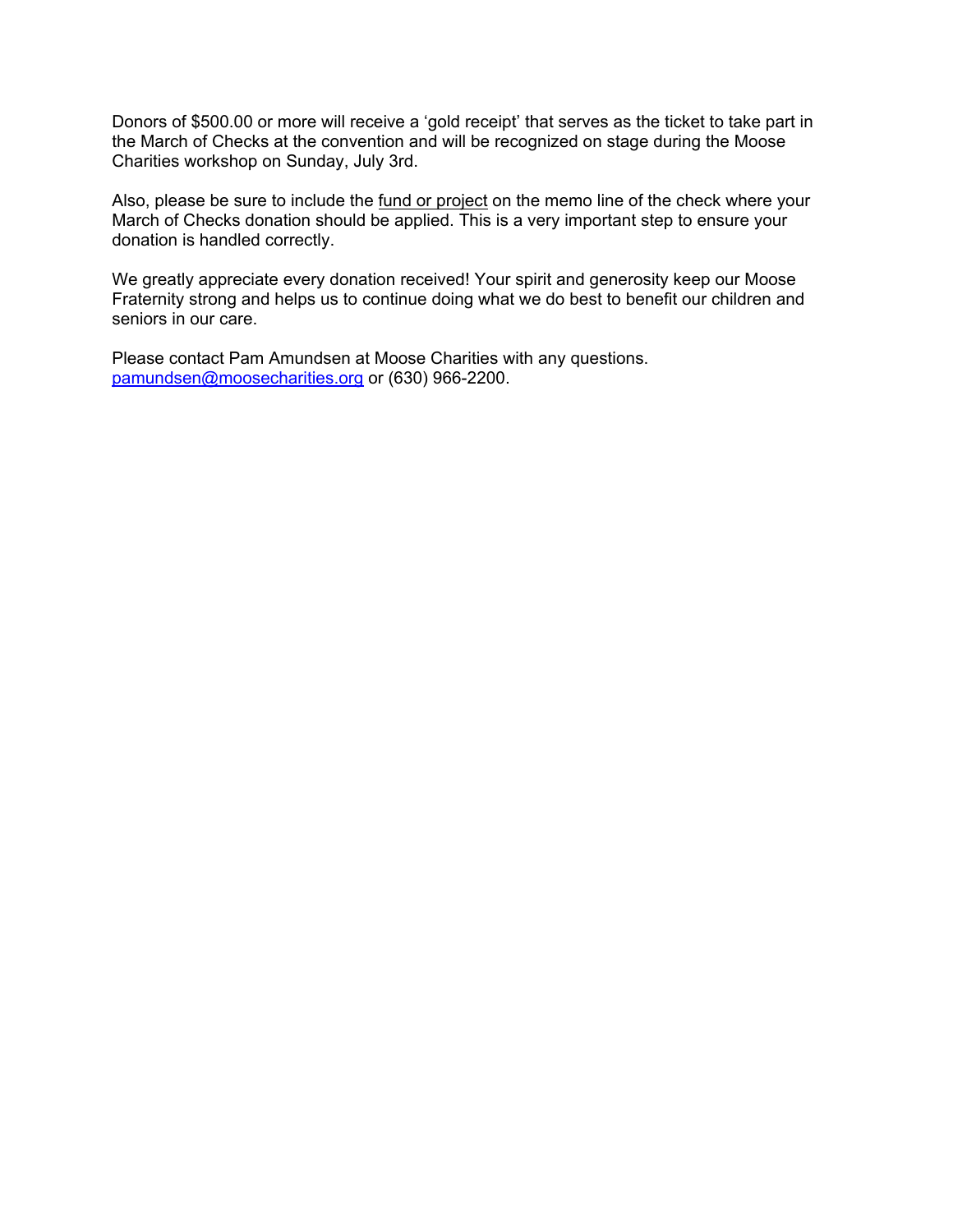Donors of $500.00 or more will receive a 'gold receipt' that serves as the ticket to take part in the March of Checks at the convention and will be recognized on stage during the Moose Charities workshop on Sunday, July 3rd.

Also, please be sure to include the <u>fund or project</u> on the memo line of the check where your March of Checks donation should be applied. This is a very important step to ensure your donation is handled correctly.

We greatly appreciate every donation received! Your spirit and generosity keep our Moose Fraternity strong and helps us to continue doing what we do best to benefit our children and seniors in our care.

Please contact Pam Amundsen at Moose Charities with any questions.
[pamundsen@moosecharities.org](mailto:pamundsen@moosecharities.org) or (630) 966-2200.